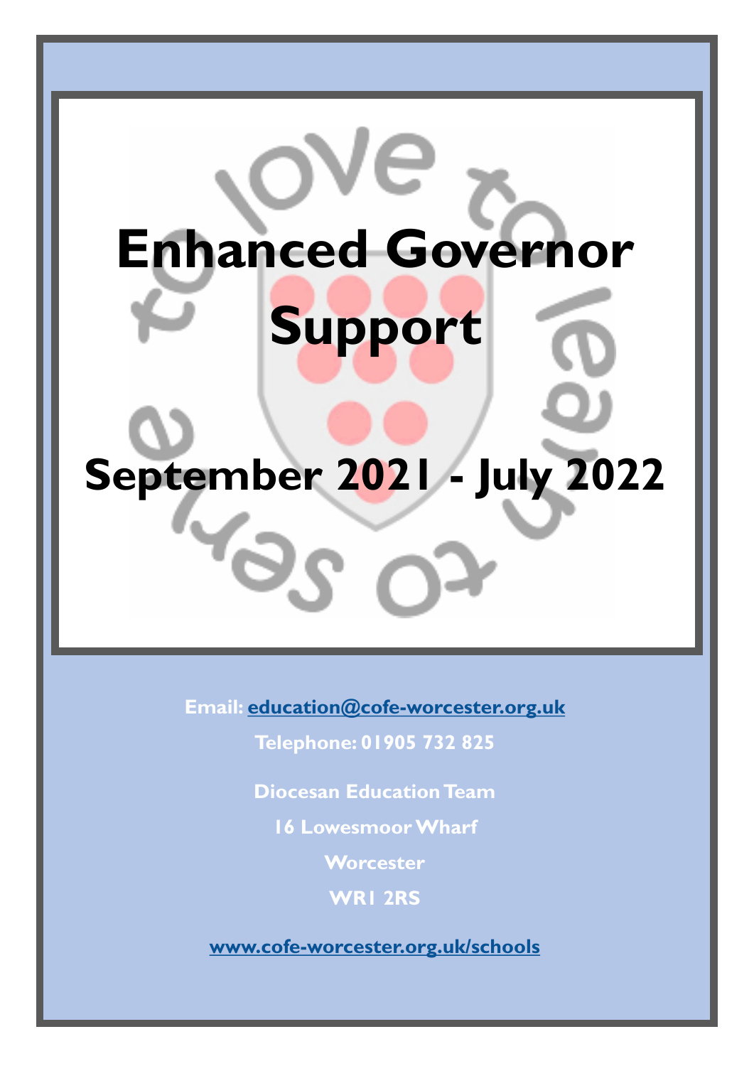# Enhanced Governor Support

## September 2021 - July 2022

**Email:** [education@cofe-worcester.org.uk](mailto:education@cofe-worcester.org.uk)

**Telephone: 01905 732 825**

**Diocesan Education Team**

**16 Lowesmoor Wharf**

**Worcester**

**WR1 2RS**

[www.cofe-worcester.org.uk/schools](http://www.cofe-worcester.org.uk/schools)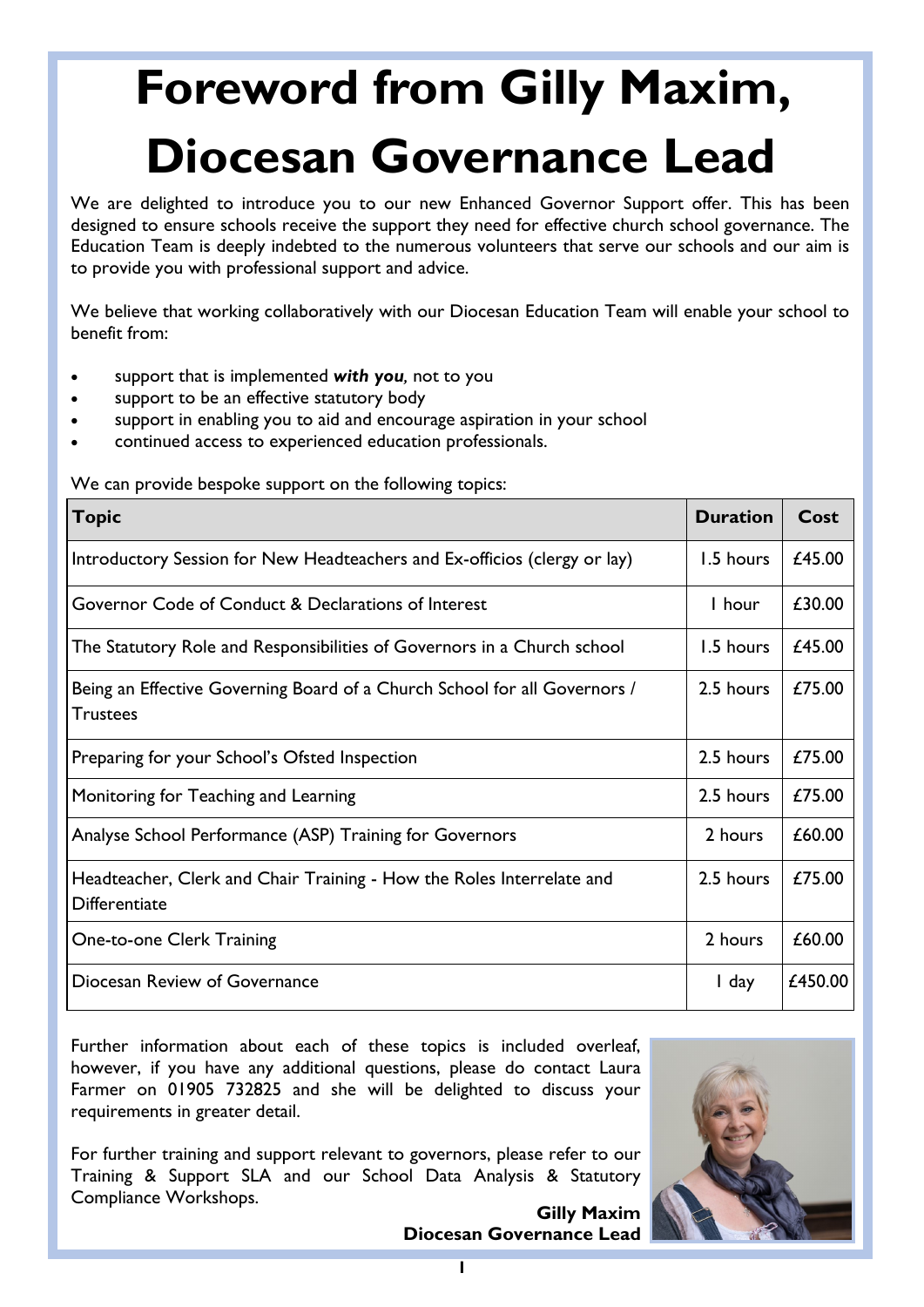# Foreword from Gilly Maxim, Diocesan Governance Lead

We are delighted to introduce you to our new Enhanced Governor Support offer. This has been designed to ensure schools receive the support they need for effective church school governance. The Education Team is deeply indebted to the numerous volunteers that serve our schools and our aim is to provide you with professional support and advice.

We believe that working collaboratively with our Diocesan Education Team will enable your school to benefit from:

- support that is implemented ***with you***, not to you
- support to be an effective statutory body
- support in enabling you to aid and encourage aspiration in your school
- continued access to experienced education professionals.

We can provide bespoke support on the following topics:

| Topic | Duration | Cost |
|---|---|---|
| Introductory Session for New Headteachers and Ex-officios (clergy or lay) | 1.5 hours | £45.00 |
| Governor Code of Conduct & Declarations of Interest | 1 hour | £30.00 |
| The Statutory Role and Responsibilities of Governors in a Church school | 1.5 hours | £45.00 |
| Being an Effective Governing Board of a Church School for all Governors / Trustees | 2.5 hours | £75.00 |
| Preparing for your School's Ofsted Inspection | 2.5 hours | £75.00 |
| Monitoring for Teaching and Learning | 2.5 hours | £75.00 |
| Analyse School Performance (ASP) Training for Governors | 2 hours | £60.00 |
| Headteacher, Clerk and Chair Training - How the Roles Interrelate and Differentiate | 2.5 hours | £75.00 |
| One-to-one Clerk Training | 2 hours | £60.00 |
| Diocesan Review of Governance | 1 day | £450.00 |

Further information about each of these topics is included overleaf, however, if you have any additional questions, please do contact Laura Farmer on 01905 732825 and she will be delighted to discuss your requirements in greater detail.

For further training and support relevant to governors, please refer to our Training & Support SLA and our School Data Analysis & Statutory Compliance Workshops.

**Gilly Maxim**
**Diocesan Governance Lead**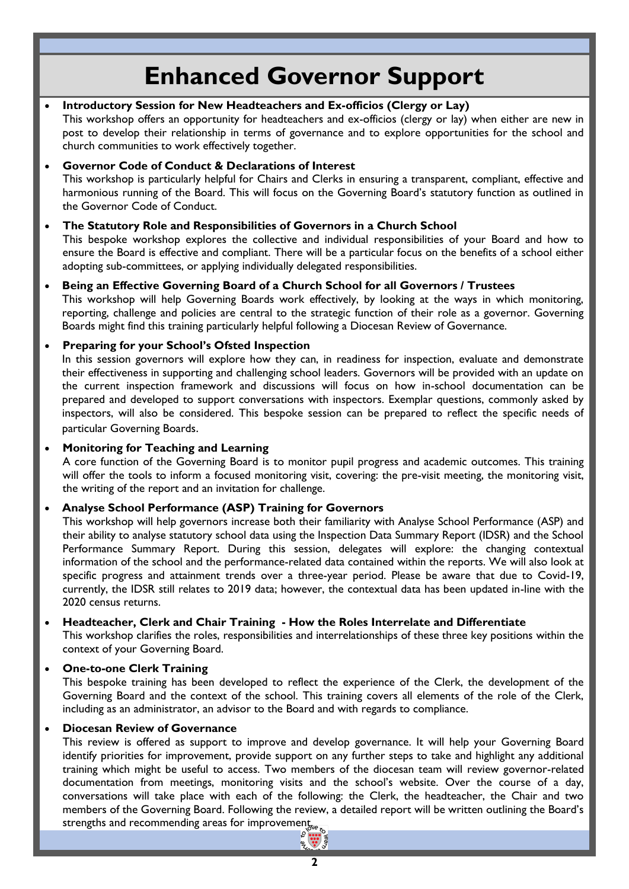# Enhanced Governor Support

- **Introductory Session for New Headteachers and Ex-officios (Clergy or Lay)**
  This workshop offers an opportunity for headteachers and ex-officios (clergy or lay) when either are new in post to develop their relationship in terms of governance and to explore opportunities for the school and church communities to work effectively together.

- **Governor Code of Conduct & Declarations of Interest**
  This workshop is particularly helpful for Chairs and Clerks in ensuring a transparent, compliant, effective and harmonious running of the Board. This will focus on the Governing Board's statutory function as outlined in the Governor Code of Conduct.

- **The Statutory Role and Responsibilities of Governors in a Church School**
  This bespoke workshop explores the collective and individual responsibilities of your Board and how to ensure the Board is effective and compliant. There will be a particular focus on the benefits of a school either adopting sub-committees, or applying individually delegated responsibilities.

- **Being an Effective Governing Board of a Church School for all Governors / Trustees**
  This workshop will help Governing Boards work effectively, by looking at the ways in which monitoring, reporting, challenge and policies are central to the strategic function of their role as a governor. Governing Boards might find this training particularly helpful following a Diocesan Review of Governance.

- **Preparing for your School's Ofsted Inspection**
  In this session governors will explore how they can, in readiness for inspection, evaluate and demonstrate their effectiveness in supporting and challenging school leaders. Governors will be provided with an update on the current inspection framework and discussions will focus on how in-school documentation can be prepared and developed to support conversations with inspectors. Exemplar questions, commonly asked by inspectors, will also be considered. This bespoke session can be prepared to reflect the specific needs of particular Governing Boards.

- **Monitoring for Teaching and Learning**
  A core function of the Governing Board is to monitor pupil progress and academic outcomes. This training will offer the tools to inform a focused monitoring visit, covering: the pre-visit meeting, the monitoring visit, the writing of the report and an invitation for challenge.

- **Analyse School Performance (ASP) Training for Governors**
  This workshop will help governors increase both their familiarity with Analyse School Performance (ASP) and their ability to analyse statutory school data using the Inspection Data Summary Report (IDSR) and the School Performance Summary Report. During this session, delegates will explore: the changing contextual information of the school and the performance-related data contained within the reports. We will also look at specific progress and attainment trends over a three-year period. Please be aware that due to Covid-19, currently, the IDSR still relates to 2019 data; however, the contextual data has been updated in-line with the 2020 census returns.

- **Headteacher, Clerk and Chair Training - How the Roles Interrelate and Differentiate**
  This workshop clarifies the roles, responsibilities and interrelationships of these three key positions within the context of your Governing Board.

- **One-to-one Clerk Training**
  This bespoke training has been developed to reflect the experience of the Clerk, the development of the Governing Board and the context of the school. This training covers all elements of the role of the Clerk, including as an administrator, an advisor to the Board and with regards to compliance.

- **Diocesan Review of Governance**
  This review is offered as support to improve and develop governance. It will help your Governing Board identify priorities for improvement, provide support on any further steps to take and highlight any additional training which might be useful to access. Two members of the diocesan team will review governor-related documentation from meetings, monitoring visits and the school's website. Over the course of a day, conversations will take place with each of the following: the Clerk, the headteacher, the Chair and two members of the Governing Board. Following the review, a detailed report will be written outlining the Board's strengths and recommending areas for improvement.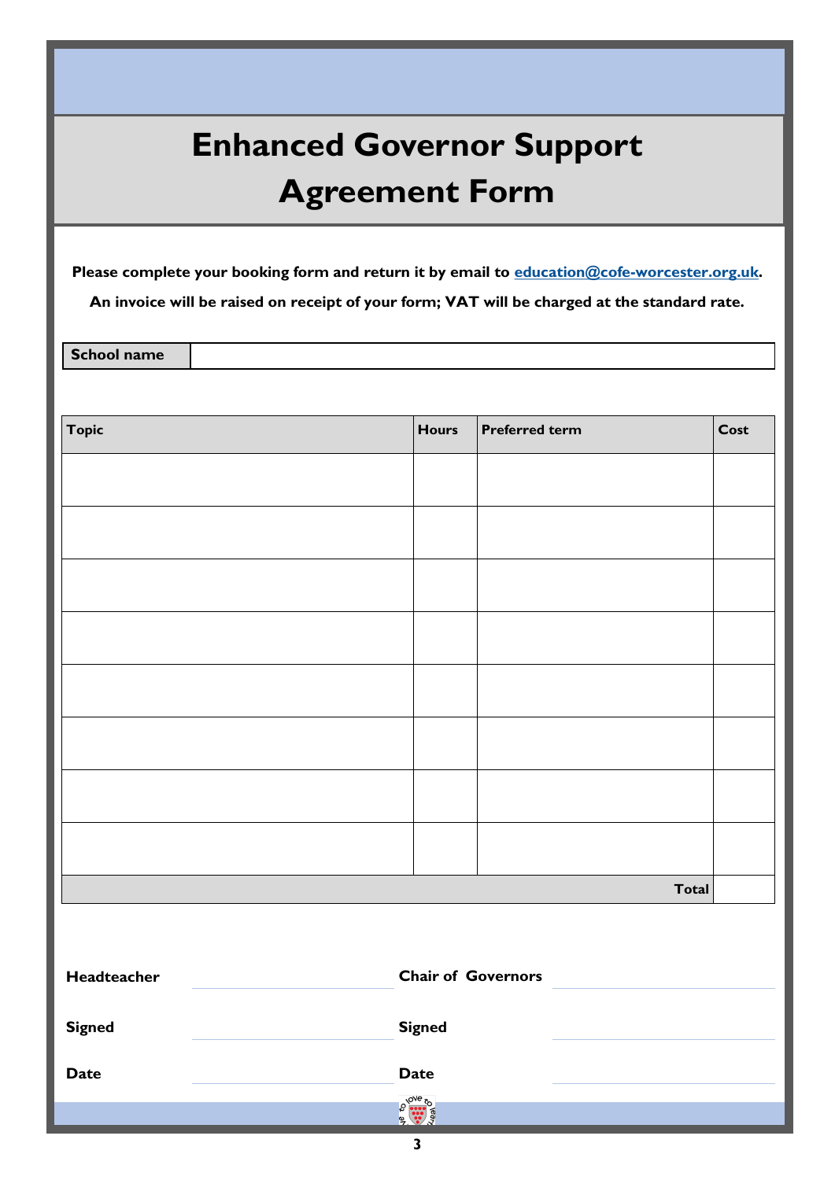# Enhanced Governor Support Agreement Form

**Please complete your booking form and return it by email to [education@cofe-worcester.org.uk](mailto:education@cofe-worcester.org.uk).**

**An invoice will be raised on receipt of your form; VAT will be charged at the standard rate.**

| **School name** | |
|---|---|

| **Topic** | **Hours** | **Preferred term** | **Cost** |
|---|---|---|---|
| | | | |
| | | | |
| | | | |
| | | | |
| | | | |
| | | | |
| | | | |
| | | | |
| | | **Total** | |

| | | | |
|---|---|---|---|
| **Headteacher** | | **Chair of Governors** | |
| **Signed** | | **Signed** | |
| **Date** | | **Date** | |